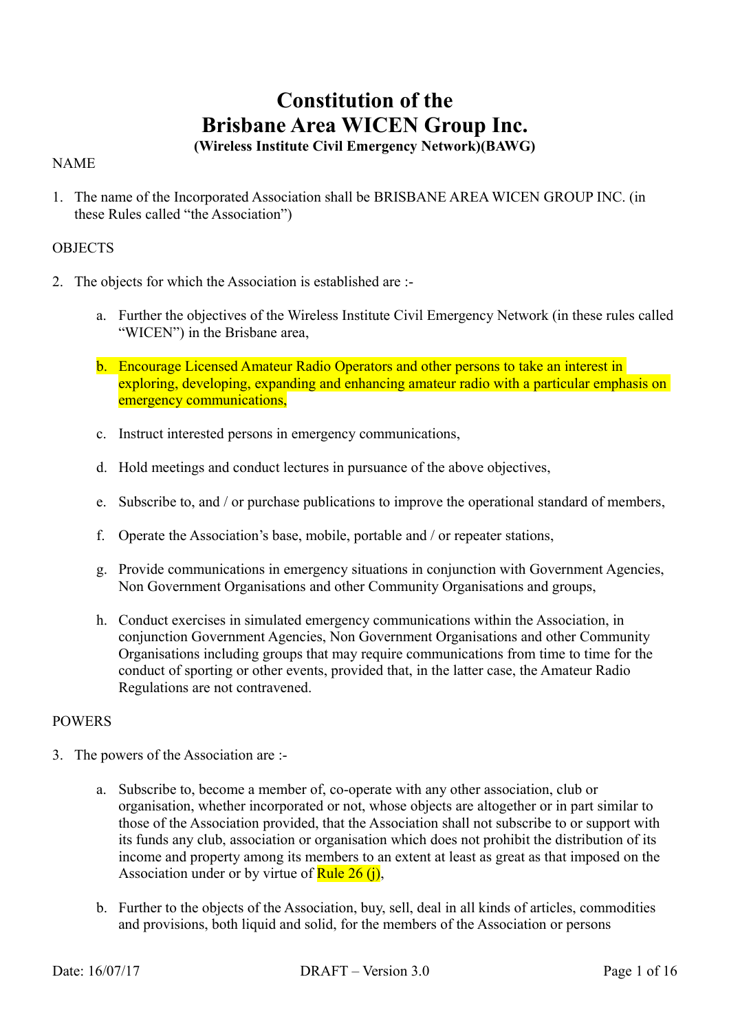# Constitution of the
# Brisbane Area WICEN Group Inc.

**(Wireless Institute Civil Emergency Network)(BAWG)**

NAME

1. The name of the Incorporated Association shall be BRISBANE AREA WICEN GROUP INC. (in these Rules called "the Association")

OBJECTS

2. The objects for which the Association is established are :-

    a. Further the objectives of the Wireless Institute Civil Emergency Network (in these rules called "WICEN") in the Brisbane area,

    b. Encourage Licensed Amateur Radio Operators and other persons to take an interest in exploring, developing, expanding and enhancing amateur radio with a particular emphasis on emergency communications,

    c. Instruct interested persons in emergency communications,

    d. Hold meetings and conduct lectures in pursuance of the above objectives,

    e. Subscribe to, and / or purchase publications to improve the operational standard of members,

    f. Operate the Association's base, mobile, portable and / or repeater stations,

    g. Provide communications in emergency situations in conjunction with Government Agencies, Non Government Organisations and other Community Organisations and groups,

    h. Conduct exercises in simulated emergency communications within the Association, in conjunction Government Agencies, Non Government Organisations and other Community Organisations including groups that may require communications from time to time for the conduct of sporting or other events, provided that, in the latter case, the Amateur Radio Regulations are not contravened.

POWERS

3. The powers of the Association are :-

    a. Subscribe to, become a member of, co-operate with any other association, club or organisation, whether incorporated or not, whose objects are altogether or in part similar to those of the Association provided, that the Association shall not subscribe to or support with its funds any club, association or organisation which does not prohibit the distribution of its income and property among its members to an extent at least as great as that imposed on the Association under or by virtue of Rule 26 (j),

    b. Further to the objects of the Association, buy, sell, deal in all kinds of articles, commodities and provisions, both liquid and solid, for the members of the Association or persons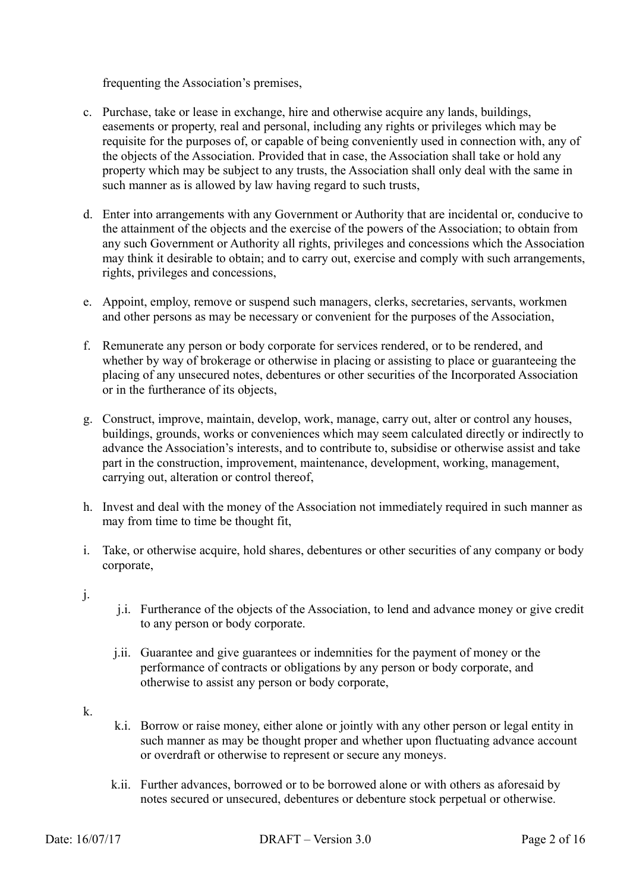frequenting the Association's premises,

c. Purchase, take or lease in exchange, hire and otherwise acquire any lands, buildings, easements or property, real and personal, including any rights or privileges which may be requisite for the purposes of, or capable of being conveniently used in connection with, any of the objects of the Association. Provided that in case, the Association shall take or hold any property which may be subject to any trusts, the Association shall only deal with the same in such manner as is allowed by law having regard to such trusts,

d. Enter into arrangements with any Government or Authority that are incidental or, conducive to the attainment of the objects and the exercise of the powers of the Association; to obtain from any such Government or Authority all rights, privileges and concessions which the Association may think it desirable to obtain; and to carry out, exercise and comply with such arrangements, rights, privileges and concessions,

e. Appoint, employ, remove or suspend such managers, clerks, secretaries, servants, workmen and other persons as may be necessary or convenient for the purposes of the Association,

f. Remunerate any person or body corporate for services rendered, or to be rendered, and whether by way of brokerage or otherwise in placing or assisting to place or guaranteeing the placing of any unsecured notes, debentures or other securities of the Incorporated Association or in the furtherance of its objects,

g. Construct, improve, maintain, develop, work, manage, carry out, alter or control any houses, buildings, grounds, works or conveniences which may seem calculated directly or indirectly to advance the Association's interests, and to contribute to, subsidise or otherwise assist and take part in the construction, improvement, maintenance, development, working, management, carrying out, alteration or control thereof,

h. Invest and deal with the money of the Association not immediately required in such manner as may from time to time be thought fit,

i. Take, or otherwise acquire, hold shares, debentures or other securities of any company or body corporate,

j.
   - j.i. Furtherance of the objects of the Association, to lend and advance money or give credit to any person or body corporate.
   - j.ii. Guarantee and give guarantees or indemnities for the payment of money or the performance of contracts or obligations by any person or body corporate, and otherwise to assist any person or body corporate,

k.
   - k.i. Borrow or raise money, either alone or jointly with any other person or legal entity in such manner as may be thought proper and whether upon fluctuating advance account or overdraft or otherwise to represent or secure any moneys.
   - k.ii. Further advances, borrowed or to be borrowed alone or with others as aforesaid by notes secured or unsecured, debentures or debenture stock perpetual or otherwise.

Date: 16/07/17 DRAFT – Version 3.0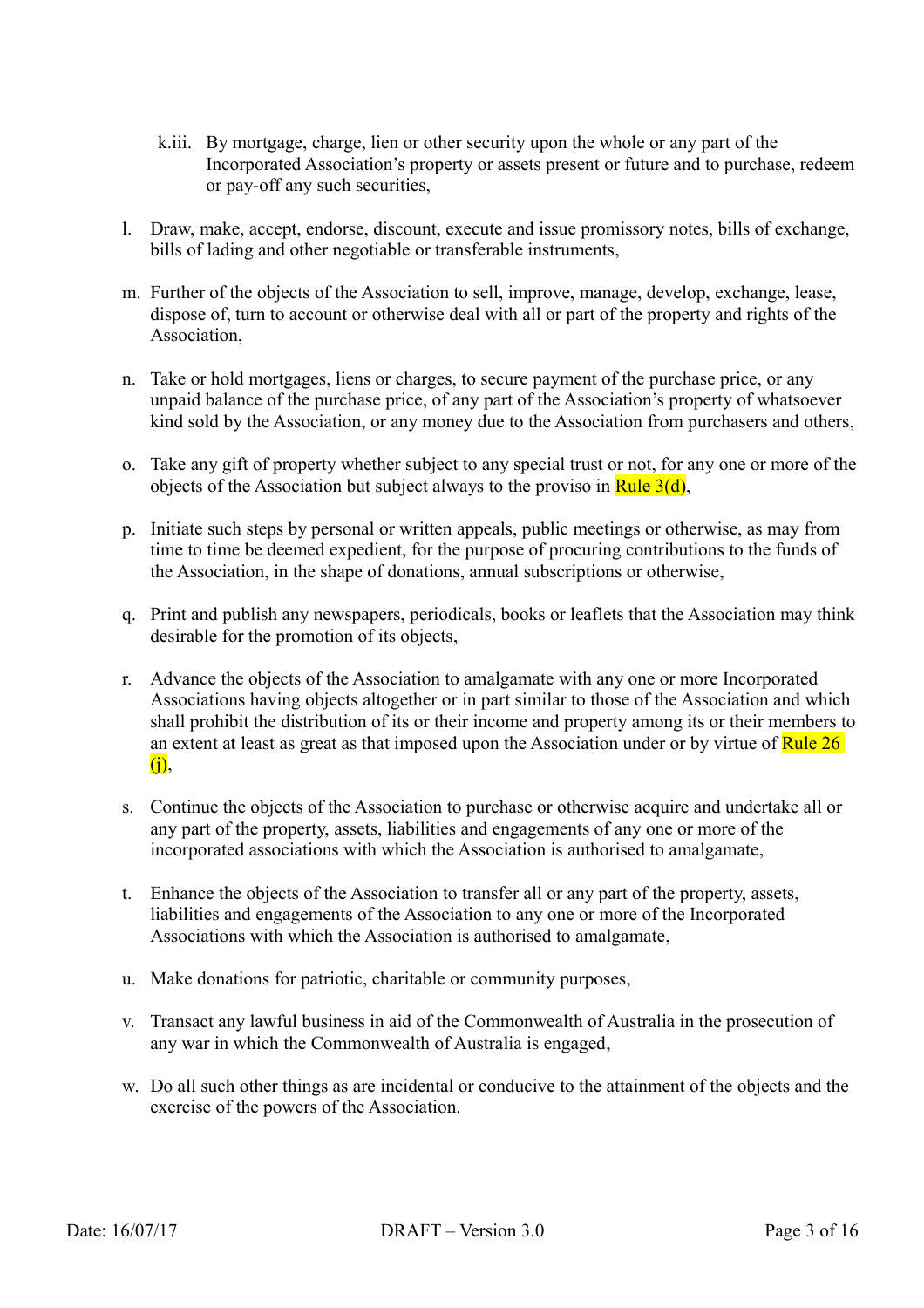k.iii. By mortgage, charge, lien or other security upon the whole or any part of the Incorporated Association's property or assets present or future and to purchase, redeem or pay-off any such securities,

l. Draw, make, accept, endorse, discount, execute and issue promissory notes, bills of exchange, bills of lading and other negotiable or transferable instruments,

m. Further of the objects of the Association to sell, improve, manage, develop, exchange, lease, dispose of, turn to account or otherwise deal with all or part of the property and rights of the Association,

n. Take or hold mortgages, liens or charges, to secure payment of the purchase price, or any unpaid balance of the purchase price, of any part of the Association's property of whatsoever kind sold by the Association, or any money due to the Association from purchasers and others,

o. Take any gift of property whether subject to any special trust or not, for any one or more of the objects of the Association but subject always to the proviso in Rule 3(d),

p. Initiate such steps by personal or written appeals, public meetings or otherwise, as may from time to time be deemed expedient, for the purpose of procuring contributions to the funds of the Association, in the shape of donations, annual subscriptions or otherwise,

q. Print and publish any newspapers, periodicals, books or leaflets that the Association may think desirable for the promotion of its objects,

r. Advance the objects of the Association to amalgamate with any one or more Incorporated Associations having objects altogether or in part similar to those of the Association and which shall prohibit the distribution of its or their income and property among its or their members to an extent at least as great as that imposed upon the Association under or by virtue of Rule 26 (j),

s. Continue the objects of the Association to purchase or otherwise acquire and undertake all or any part of the property, assets, liabilities and engagements of any one or more of the incorporated associations with which the Association is authorised to amalgamate,

t. Enhance the objects of the Association to transfer all or any part of the property, assets, liabilities and engagements of the Association to any one or more of the Incorporated Associations with which the Association is authorised to amalgamate,

u. Make donations for patriotic, charitable or community purposes,

v. Transact any lawful business in aid of the Commonwealth of Australia in the prosecution of any war in which the Commonwealth of Australia is engaged,

w. Do all such other things as are incidental or conducive to the attainment of the objects and the exercise of the powers of the Association.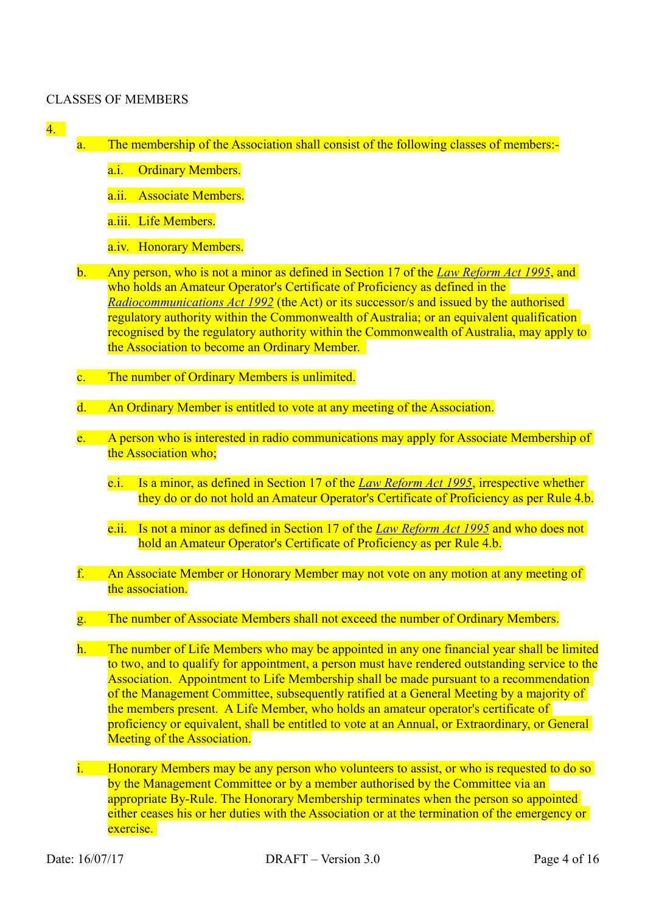## CLASSES OF MEMBERS

4.

a. The membership of the Association shall consist of the following classes of members:-

   a.i. Ordinary Members.

   a.ii. Associate Members.

   a.iii. Life Members.

   a.iv. Honorary Members.

b. Any person, who is not a minor as defined in Section 17 of the *Law Reform Act 1995*, and who holds an Amateur Operator's Certificate of Proficiency as defined in the *Radiocommunications Act 1992* (the Act) or its successor/s and issued by the authorised regulatory authority within the Commonwealth of Australia; or an equivalent qualification recognised by the regulatory authority within the Commonwealth of Australia, may apply to the Association to become an Ordinary Member.

c. The number of Ordinary Members is unlimited.

d. An Ordinary Member is entitled to vote at any meeting of the Association.

e. A person who is interested in radio communications may apply for Associate Membership of the Association who;

   e.i. Is a minor, as defined in Section 17 of the *Law Reform Act 1995*, irrespective whether they do or do not hold an Amateur Operator's Certificate of Proficiency as per Rule 4.b.

   e.ii. Is not a minor as defined in Section 17 of the *Law Reform Act 1995* and who does not hold an Amateur Operator's Certificate of Proficiency as per Rule 4.b.

f. An Associate Member or Honorary Member may not vote on any motion at any meeting of the association.

g. The number of Associate Members shall not exceed the number of Ordinary Members.

h. The number of Life Members who may be appointed in any one financial year shall be limited to two, and to qualify for appointment, a person must have rendered outstanding service to the Association. Appointment to Life Membership shall be made pursuant to a recommendation of the Management Committee, subsequently ratified at a General Meeting by a majority of the members present. A Life Member, who holds an amateur operator's certificate of proficiency or equivalent, shall be entitled to vote at an Annual, or Extraordinary, or General Meeting of the Association.

i. Honorary Members may be any person who volunteers to assist, or who is requested to do so by the Management Committee or by a member authorised by the Committee via an appropriate By-Rule. The Honorary Membership terminates when the person so appointed either ceases his or her duties with the Association or at the termination of the emergency or exercise.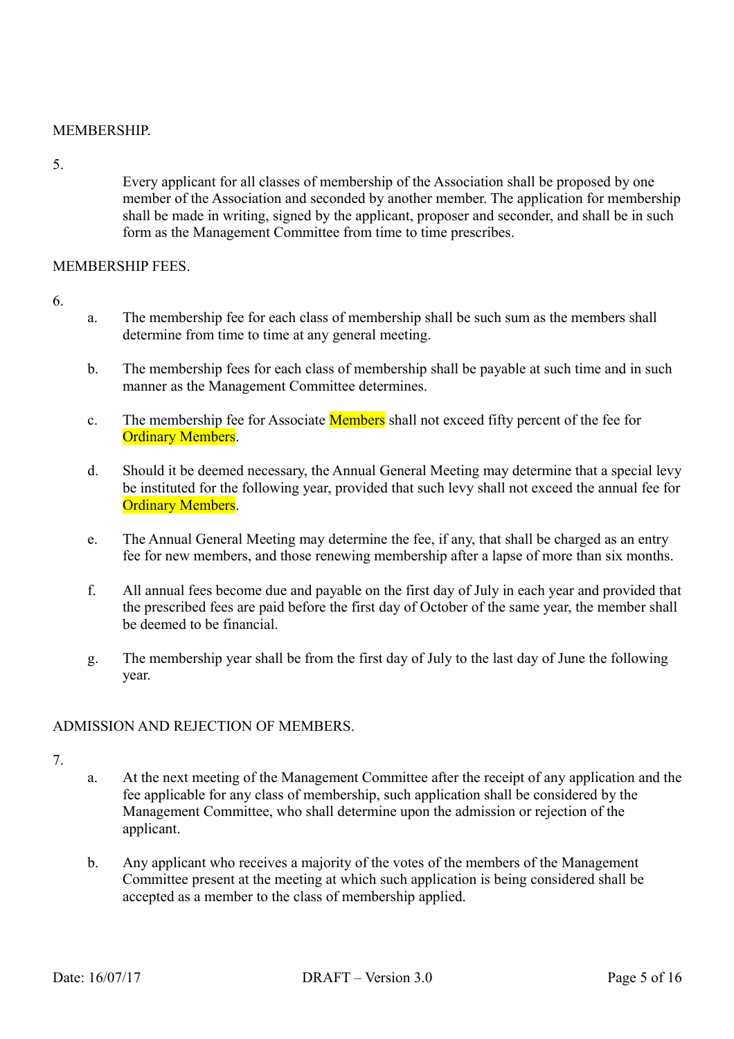MEMBERSHIP.

5.

Every applicant for all classes of membership of the Association shall be proposed by one member of the Association and seconded by another member. The application for membership shall be made in writing, signed by the applicant, proposer and seconder, and shall be in such form as the Management Committee from time to time prescribes.

MEMBERSHIP FEES.

6.

a. The membership fee for each class of membership shall be such sum as the members shall determine from time to time at any general meeting.

b. The membership fees for each class of membership shall be payable at such time and in such manner as the Management Committee determines.

c. The membership fee for Associate Members shall not exceed fifty percent of the fee for Ordinary Members.

d. Should it be deemed necessary, the Annual General Meeting may determine that a special levy be instituted for the following year, provided that such levy shall not exceed the annual fee for Ordinary Members.

e. The Annual General Meeting may determine the fee, if any, that shall be charged as an entry fee for new members, and those renewing membership after a lapse of more than six months.

f. All annual fees become due and payable on the first day of July in each year and provided that the prescribed fees are paid before the first day of October of the same year, the member shall be deemed to be financial.

g. The membership year shall be from the first day of July to the last day of June the following year.

ADMISSION AND REJECTION OF MEMBERS.

7.

a. At the next meeting of the Management Committee after the receipt of any application and the fee applicable for any class of membership, such application shall be considered by the Management Committee, who shall determine upon the admission or rejection of the applicant.

b. Any applicant who receives a majority of the votes of the members of the Management Committee present at the meeting at which such application is being considered shall be accepted as a member to the class of membership applied.

Date: 16/07/17 DRAFT – Version 3.0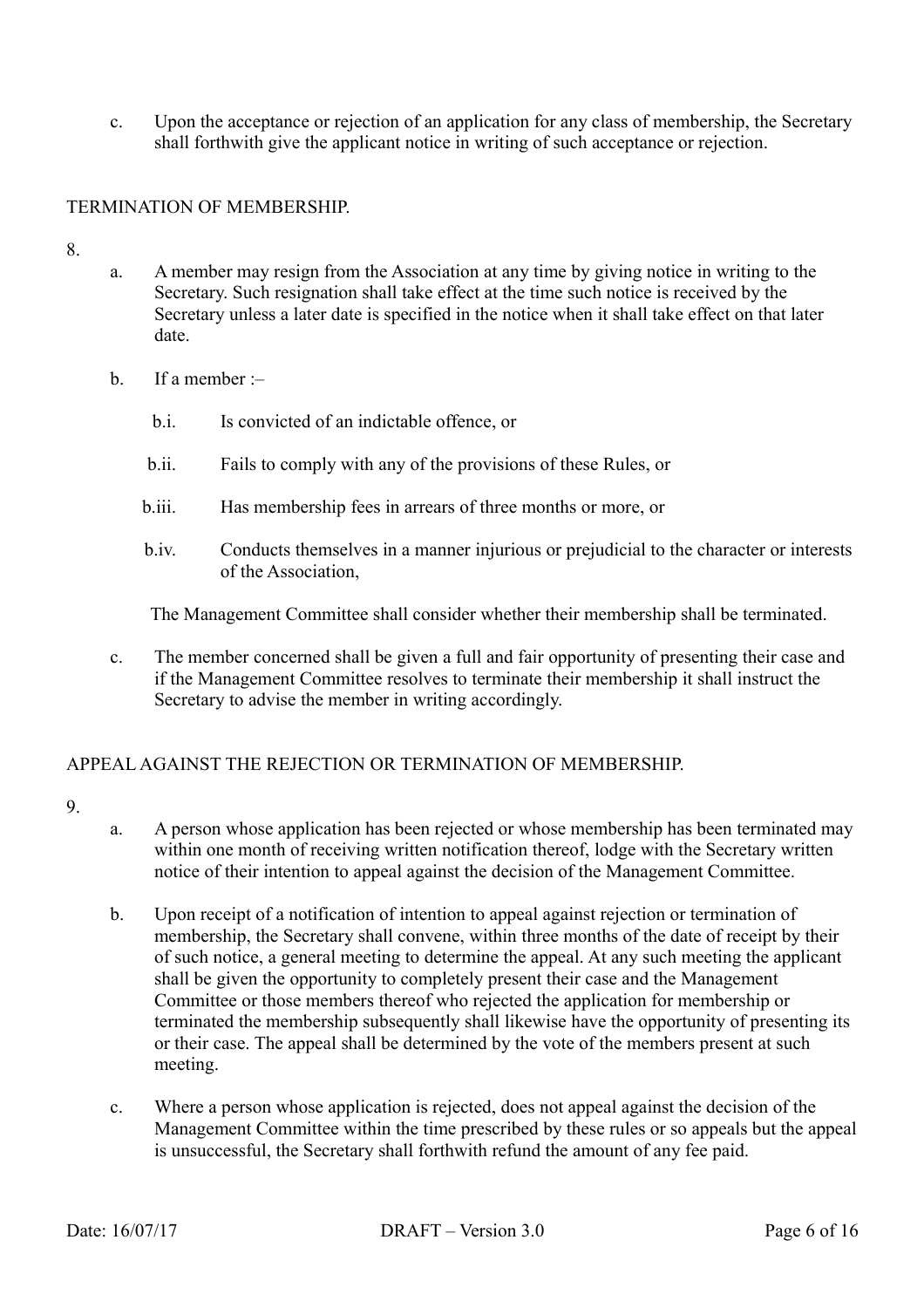c. Upon the acceptance or rejection of an application for any class of membership, the Secretary shall forthwith give the applicant notice in writing of such acceptance or rejection.

## TERMINATION OF MEMBERSHIP.

8.

a. A member may resign from the Association at any time by giving notice in writing to the Secretary. Such resignation shall take effect at the time such notice is received by the Secretary unless a later date is specified in the notice when it shall take effect on that later date.

b. If a member :–

   b.i. Is convicted of an indictable offence, or

   b.ii. Fails to comply with any of the provisions of these Rules, or

   b.iii. Has membership fees in arrears of three months or more, or

   b.iv. Conducts themselves in a manner injurious or prejudicial to the character or interests of the Association,

   The Management Committee shall consider whether their membership shall be terminated.

c. The member concerned shall be given a full and fair opportunity of presenting their case and if the Management Committee resolves to terminate their membership it shall instruct the Secretary to advise the member in writing accordingly.

## APPEAL AGAINST THE REJECTION OR TERMINATION OF MEMBERSHIP.

9.

a. A person whose application has been rejected or whose membership has been terminated may within one month of receiving written notification thereof, lodge with the Secretary written notice of their intention to appeal against the decision of the Management Committee.

b. Upon receipt of a notification of intention to appeal against rejection or termination of membership, the Secretary shall convene, within three months of the date of receipt by their of such notice, a general meeting to determine the appeal. At any such meeting the applicant shall be given the opportunity to completely present their case and the Management Committee or those members thereof who rejected the application for membership or terminated the membership subsequently shall likewise have the opportunity of presenting its or their case. The appeal shall be determined by the vote of the members present at such meeting.

c. Where a person whose application is rejected, does not appeal against the decision of the Management Committee within the time prescribed by these rules or so appeals but the appeal is unsuccessful, the Secretary shall forthwith refund the amount of any fee paid.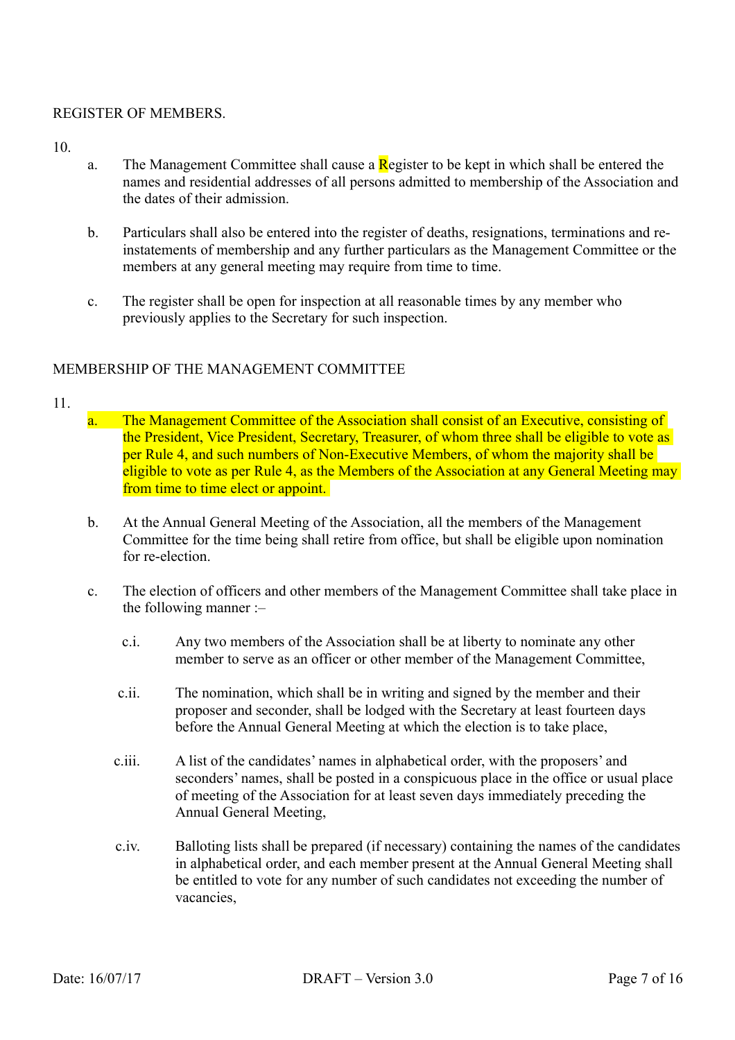REGISTER OF MEMBERS.

10.

a. The Management Committee shall cause a Register to be kept in which shall be entered the names and residential addresses of all persons admitted to membership of the Association and the dates of their admission.

b. Particulars shall also be entered into the register of deaths, resignations, terminations and re-instatements of membership and any further particulars as the Management Committee or the members at any general meeting may require from time to time.

c. The register shall be open for inspection at all reasonable times by any member who previously applies to the Secretary for such inspection.

MEMBERSHIP OF THE MANAGEMENT COMMITTEE

11.

a. The Management Committee of the Association shall consist of an Executive, consisting of the President, Vice President, Secretary, Treasurer, of whom three shall be eligible to vote as per Rule 4, and such numbers of Non-Executive Members, of whom the majority shall be eligible to vote as per Rule 4, as the Members of the Association at any General Meeting may from time to time elect or appoint.

b. At the Annual General Meeting of the Association, all the members of the Management Committee for the time being shall retire from office, but shall be eligible upon nomination for re-election.

c. The election of officers and other members of the Management Committee shall take place in the following manner :–

   c.i. Any two members of the Association shall be at liberty to nominate any other member to serve as an officer or other member of the Management Committee,

   c.ii. The nomination, which shall be in writing and signed by the member and their proposer and seconder, shall be lodged with the Secretary at least fourteen days before the Annual General Meeting at which the election is to take place,

   c.iii. A list of the candidates' names in alphabetical order, with the proposers' and seconders' names, shall be posted in a conspicuous place in the office or usual place of meeting of the Association for at least seven days immediately preceding the Annual General Meeting,

   c.iv. Balloting lists shall be prepared (if necessary) containing the names of the candidates in alphabetical order, and each member present at the Annual General Meeting shall be entitled to vote for any number of such candidates not exceeding the number of vacancies,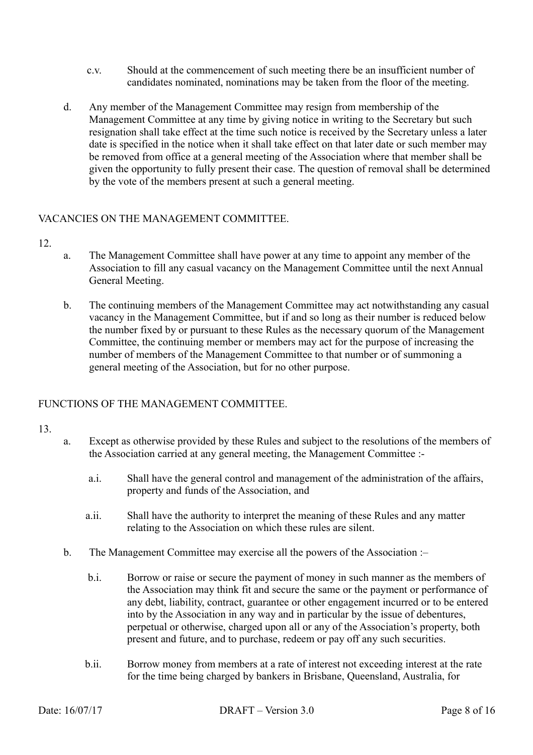c.v. Should at the commencement of such meeting there be an insufficient number of candidates nominated, nominations may be taken from the floor of the meeting.

d. Any member of the Management Committee may resign from membership of the Management Committee at any time by giving notice in writing to the Secretary but such resignation shall take effect at the time such notice is received by the Secretary unless a later date is specified in the notice when it shall take effect on that later date or such member may be removed from office at a general meeting of the Association where that member shall be given the opportunity to fully present their case. The question of removal shall be determined by the vote of the members present at such a general meeting.

## VACANCIES ON THE MANAGEMENT COMMITTEE.

12.

a. The Management Committee shall have power at any time to appoint any member of the Association to fill any casual vacancy on the Management Committee until the next Annual General Meeting.

b. The continuing members of the Management Committee may act notwithstanding any casual vacancy in the Management Committee, but if and so long as their number is reduced below the number fixed by or pursuant to these Rules as the necessary quorum of the Management Committee, the continuing member or members may act for the purpose of increasing the number of members of the Management Committee to that number or of summoning a general meeting of the Association, but for no other purpose.

## FUNCTIONS OF THE MANAGEMENT COMMITTEE.

13.

a. Except as otherwise provided by these Rules and subject to the resolutions of the members of the Association carried at any general meeting, the Management Committee :-

a.i. Shall have the general control and management of the administration of the affairs, property and funds of the Association, and

a.ii. Shall have the authority to interpret the meaning of these Rules and any matter relating to the Association on which these rules are silent.

b. The Management Committee may exercise all the powers of the Association :–

b.i. Borrow or raise or secure the payment of money in such manner as the members of the Association may think fit and secure the same or the payment or performance of any debt, liability, contract, guarantee or other engagement incurred or to be entered into by the Association in any way and in particular by the issue of debentures, perpetual or otherwise, charged upon all or any of the Association's property, both present and future, and to purchase, redeem or pay off any such securities.

b.ii. Borrow money from members at a rate of interest not exceeding interest at the rate for the time being charged by bankers in Brisbane, Queensland, Australia, for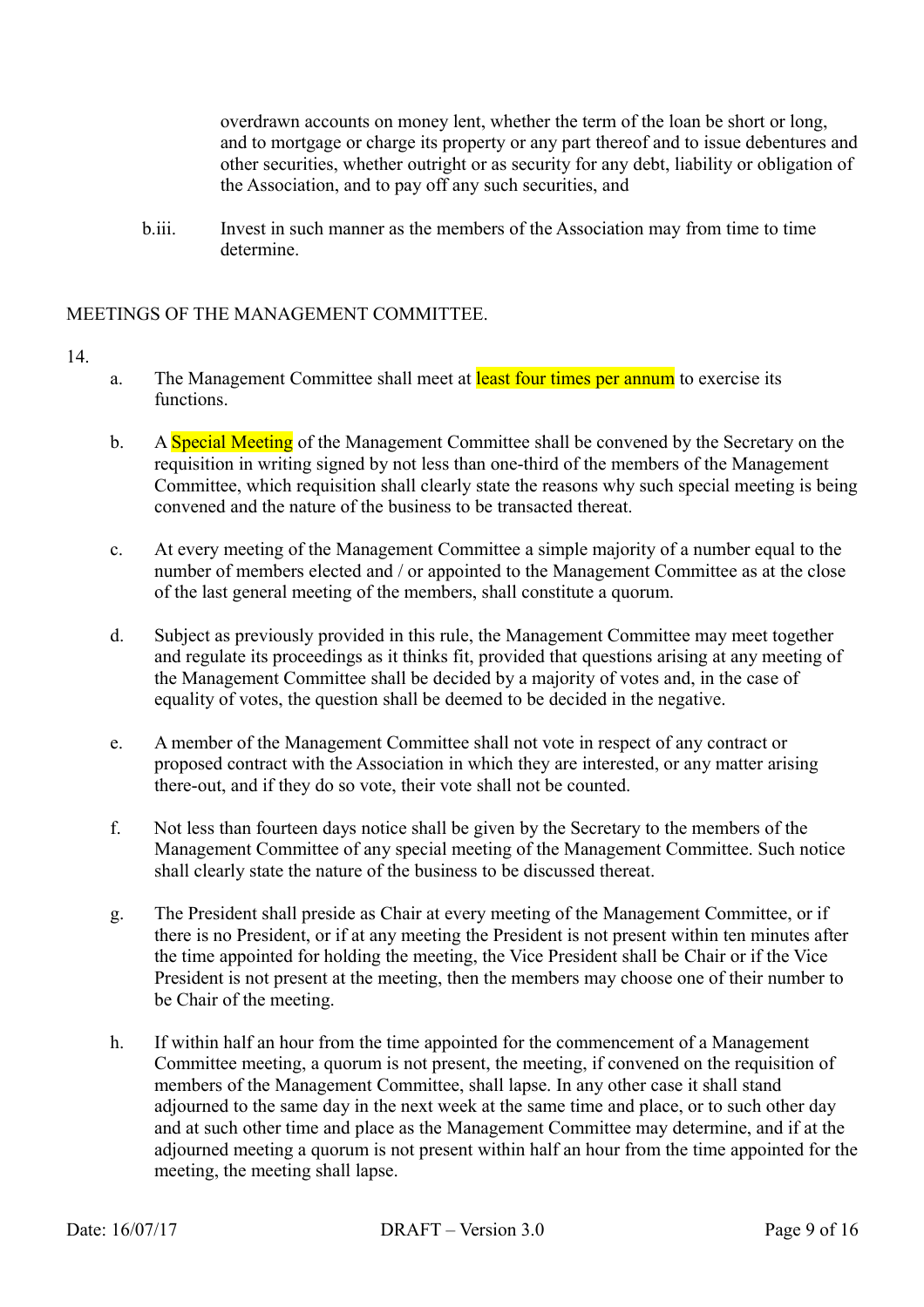overdrawn accounts on money lent, whether the term of the loan be short or long, and to mortgage or charge its property or any part thereof and to issue debentures and other securities, whether outright or as security for any debt, liability or obligation of the Association, and to pay off any such securities, and

b.iii. Invest in such manner as the members of the Association may from time to time determine.

## MEETINGS OF THE MANAGEMENT COMMITTEE.

14.

a. The Management Committee shall meet at least four times per annum to exercise its functions.

b. A Special Meeting of the Management Committee shall be convened by the Secretary on the requisition in writing signed by not less than one-third of the members of the Management Committee, which requisition shall clearly state the reasons why such special meeting is being convened and the nature of the business to be transacted thereat.

c. At every meeting of the Management Committee a simple majority of a number equal to the number of members elected and / or appointed to the Management Committee as at the close of the last general meeting of the members, shall constitute a quorum.

d. Subject as previously provided in this rule, the Management Committee may meet together and regulate its proceedings as it thinks fit, provided that questions arising at any meeting of the Management Committee shall be decided by a majority of votes and, in the case of equality of votes, the question shall be deemed to be decided in the negative.

e. A member of the Management Committee shall not vote in respect of any contract or proposed contract with the Association in which they are interested, or any matter arising there-out, and if they do so vote, their vote shall not be counted.

f. Not less than fourteen days notice shall be given by the Secretary to the members of the Management Committee of any special meeting of the Management Committee. Such notice shall clearly state the nature of the business to be discussed thereat.

g. The President shall preside as Chair at every meeting of the Management Committee, or if there is no President, or if at any meeting the President is not present within ten minutes after the time appointed for holding the meeting, the Vice President shall be Chair or if the Vice President is not present at the meeting, then the members may choose one of their number to be Chair of the meeting.

h. If within half an hour from the time appointed for the commencement of a Management Committee meeting, a quorum is not present, the meeting, if convened on the requisition of members of the Management Committee, shall lapse. In any other case it shall stand adjourned to the same day in the next week at the same time and place, or to such other day and at such other time and place as the Management Committee may determine, and if at the adjourned meeting a quorum is not present within half an hour from the time appointed for the meeting, the meeting shall lapse.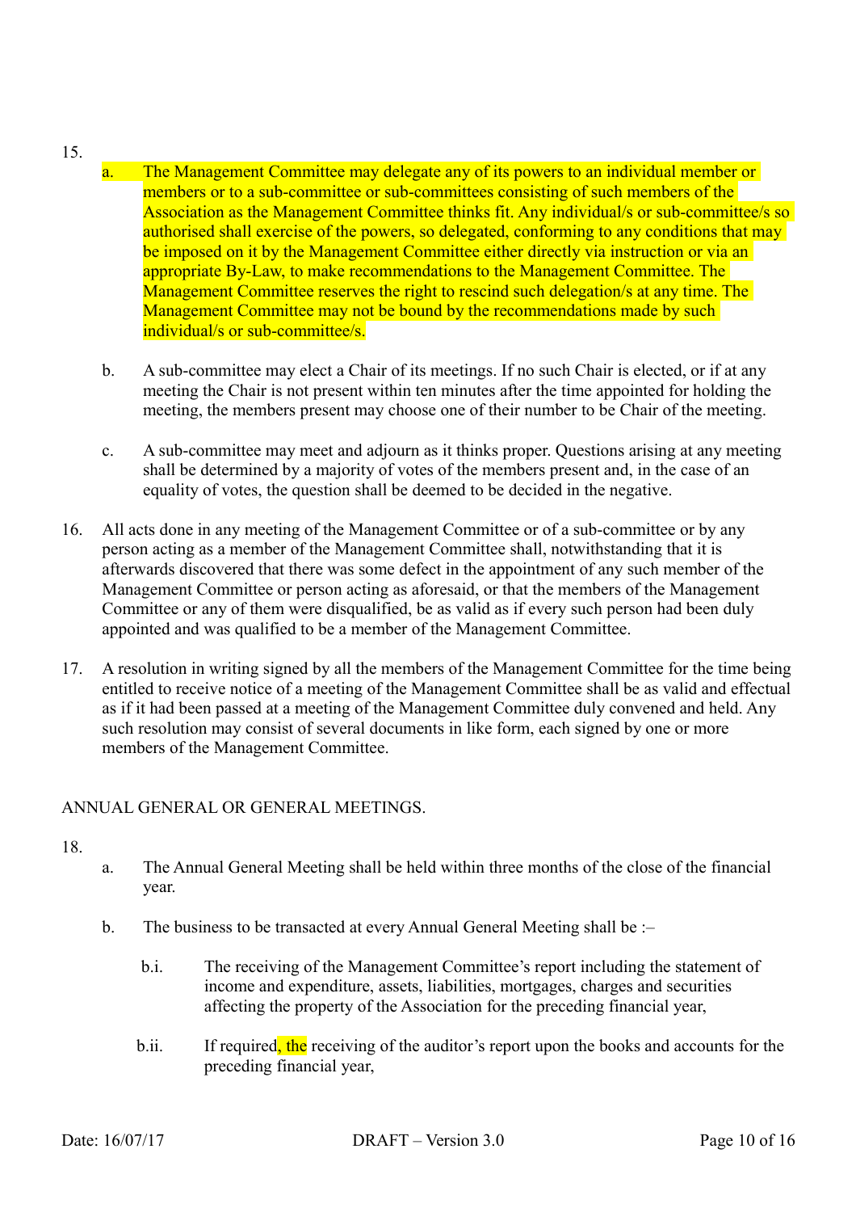15.

a. The Management Committee may delegate any of its powers to an individual member or members or to a sub-committee or sub-committees consisting of such members of the Association as the Management Committee thinks fit. Any individual/s or sub-committee/s so authorised shall exercise of the powers, so delegated, conforming to any conditions that may be imposed on it by the Management Committee either directly via instruction or via an appropriate By-Law, to make recommendations to the Management Committee. The Management Committee reserves the right to rescind such delegation/s at any time. The Management Committee may not be bound by the recommendations made by such individual/s or sub-committee/s.

b. A sub-committee may elect a Chair of its meetings. If no such Chair is elected, or if at any meeting the Chair is not present within ten minutes after the time appointed for holding the meeting, the members present may choose one of their number to be Chair of the meeting.

c. A sub-committee may meet and adjourn as it thinks proper. Questions arising at any meeting shall be determined by a majority of votes of the members present and, in the case of an equality of votes, the question shall be deemed to be decided in the negative.

16. All acts done in any meeting of the Management Committee or of a sub-committee or by any person acting as a member of the Management Committee shall, notwithstanding that it is afterwards discovered that there was some defect in the appointment of any such member of the Management Committee or person acting as aforesaid, or that the members of the Management Committee or any of them were disqualified, be as valid as if every such person had been duly appointed and was qualified to be a member of the Management Committee.

17. A resolution in writing signed by all the members of the Management Committee for the time being entitled to receive notice of a meeting of the Management Committee shall be as valid and effectual as if it had been passed at a meeting of the Management Committee duly convened and held. Any such resolution may consist of several documents in like form, each signed by one or more members of the Management Committee.

## ANNUAL GENERAL OR GENERAL MEETINGS.

18.

a. The Annual General Meeting shall be held within three months of the close of the financial year.

b. The business to be transacted at every Annual General Meeting shall be :–

b.i. The receiving of the Management Committee's report including the statement of income and expenditure, assets, liabilities, mortgages, charges and securities affecting the property of the Association for the preceding financial year,

b.ii. If required, the receiving of the auditor's report upon the books and accounts for the preceding financial year,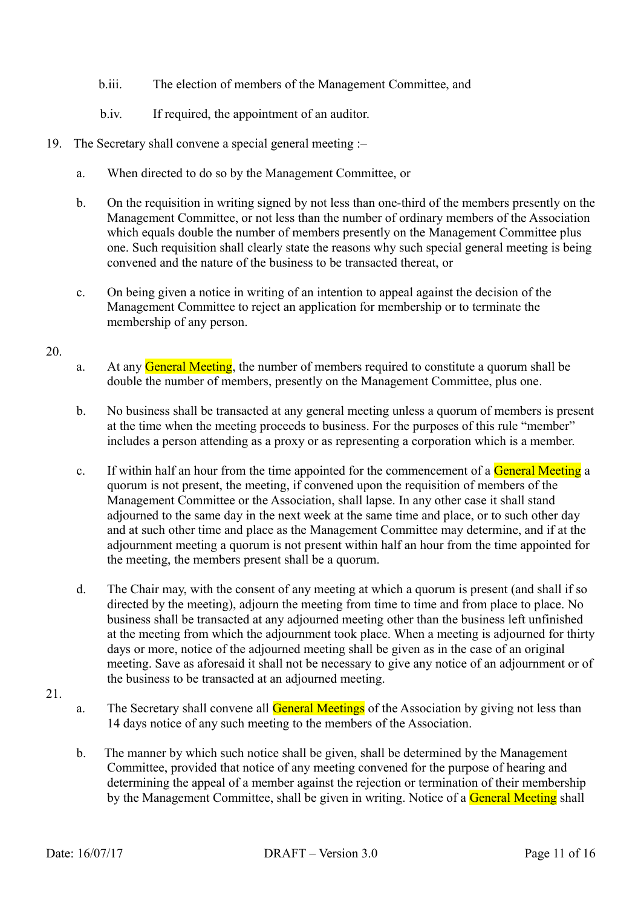b.iii. The election of members of the Management Committee, and

b.iv. If required, the appointment of an auditor.

19. The Secretary shall convene a special general meeting :–

    a. When directed to do so by the Management Committee, or

    b. On the requisition in writing signed by not less than one-third of the members presently on the Management Committee, or not less than the number of ordinary members of the Association which equals double the number of members presently on the Management Committee plus one. Such requisition shall clearly state the reasons why such special general meeting is being convened and the nature of the business to be transacted thereat, or

    c. On being given a notice in writing of an intention to appeal against the decision of the Management Committee to reject an application for membership or to terminate the membership of any person.

20.

    a. At any General Meeting, the number of members required to constitute a quorum shall be double the number of members, presently on the Management Committee, plus one.

    b. No business shall be transacted at any general meeting unless a quorum of members is present at the time when the meeting proceeds to business. For the purposes of this rule "member" includes a person attending as a proxy or as representing a corporation which is a member.

    c. If within half an hour from the time appointed for the commencement of a General Meeting a quorum is not present, the meeting, if convened upon the requisition of members of the Management Committee or the Association, shall lapse. In any other case it shall stand adjourned to the same day in the next week at the same time and place, or to such other day and at such other time and place as the Management Committee may determine, and if at the adjournment meeting a quorum is not present within half an hour from the time appointed for the meeting, the members present shall be a quorum.

    d. The Chair may, with the consent of any meeting at which a quorum is present (and shall if so directed by the meeting), adjourn the meeting from time to time and from place to place. No business shall be transacted at any adjourned meeting other than the business left unfinished at the meeting from which the adjournment took place. When a meeting is adjourned for thirty days or more, notice of the adjourned meeting shall be given as in the case of an original meeting. Save as aforesaid it shall not be necessary to give any notice of an adjournment or of the business to be transacted at an adjourned meeting.

21.

    a. The Secretary shall convene all General Meetings of the Association by giving not less than 14 days notice of any such meeting to the members of the Association.

    b. The manner by which such notice shall be given, shall be determined by the Management Committee, provided that notice of any meeting convened for the purpose of hearing and determining the appeal of a member against the rejection or termination of their membership by the Management Committee, shall be given in writing. Notice of a General Meeting shall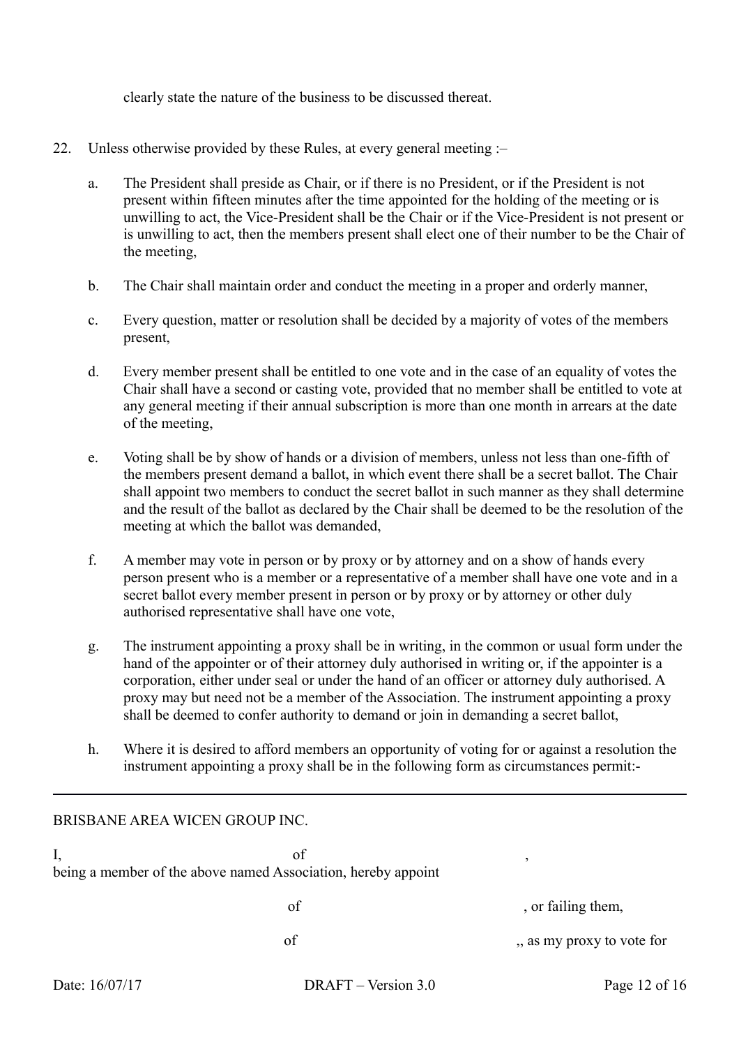clearly state the nature of the business to be discussed thereat.

22. Unless otherwise provided by these Rules, at every general meeting :–

    a. The President shall preside as Chair, or if there is no President, or if the President is not present within fifteen minutes after the time appointed for the holding of the meeting or is unwilling to act, the Vice-President shall be the Chair or if the Vice-President is not present or is unwilling to act, then the members present shall elect one of their number to be the Chair of the meeting,

    b. The Chair shall maintain order and conduct the meeting in a proper and orderly manner,

    c. Every question, matter or resolution shall be decided by a majority of votes of the members present,

    d. Every member present shall be entitled to one vote and in the case of an equality of votes the Chair shall have a second or casting vote, provided that no member shall be entitled to vote at any general meeting if their annual subscription is more than one month in arrears at the date of the meeting,

    e. Voting shall be by show of hands or a division of members, unless not less than one-fifth of the members present demand a ballot, in which event there shall be a secret ballot. The Chair shall appoint two members to conduct the secret ballot in such manner as they shall determine and the result of the ballot as declared by the Chair shall be deemed to be the resolution of the meeting at which the ballot was demanded,

    f. A member may vote in person or by proxy or by attorney and on a show of hands every person present who is a member or a representative of a member shall have one vote and in a secret ballot every member present in person or by proxy or by attorney or other duly authorised representative shall have one vote,

    g. The instrument appointing a proxy shall be in writing, in the common or usual form under the hand of the appointer or of their attorney duly authorised in writing or, if the appointer is a corporation, either under seal or under the hand of an officer or attorney duly authorised. A proxy may but need not be a member of the Association. The instrument appointing a proxy shall be deemed to confer authority to demand or join in demanding a secret ballot,

    h. Where it is desired to afford members an opportunity of voting for or against a resolution the instrument appointing a proxy shall be in the following form as circumstances permit:-

---

BRISBANE AREA WICEN GROUP INC.

I, &nbsp;&nbsp;&nbsp;&nbsp;&nbsp;&nbsp;&nbsp;&nbsp;&nbsp;&nbsp;&nbsp;&nbsp;&nbsp;&nbsp;&nbsp;&nbsp;&nbsp;&nbsp;&nbsp;&nbsp; of &nbsp;&nbsp;&nbsp;&nbsp;&nbsp;&nbsp;&nbsp;&nbsp;&nbsp;&nbsp;&nbsp;&nbsp;&nbsp;&nbsp;&nbsp;&nbsp;&nbsp;&nbsp;&nbsp;&nbsp; ,
being a member of the above named Association, hereby appoint

&nbsp;&nbsp;&nbsp;&nbsp;&nbsp;&nbsp;&nbsp;&nbsp;&nbsp;&nbsp;&nbsp;&nbsp;&nbsp;&nbsp;&nbsp;&nbsp;&nbsp;&nbsp;&nbsp;&nbsp; of &nbsp;&nbsp;&nbsp;&nbsp;&nbsp;&nbsp;&nbsp;&nbsp;&nbsp;&nbsp;&nbsp;&nbsp;&nbsp;&nbsp;&nbsp;&nbsp;&nbsp;&nbsp;&nbsp;&nbsp; , or failing them,

&nbsp;&nbsp;&nbsp;&nbsp;&nbsp;&nbsp;&nbsp;&nbsp;&nbsp;&nbsp;&nbsp;&nbsp;&nbsp;&nbsp;&nbsp;&nbsp;&nbsp;&nbsp;&nbsp;&nbsp; of &nbsp;&nbsp;&nbsp;&nbsp;&nbsp;&nbsp;&nbsp;&nbsp;&nbsp;&nbsp;&nbsp;&nbsp;&nbsp;&nbsp;&nbsp;&nbsp;&nbsp;&nbsp;&nbsp;&nbsp; ,, as my proxy to vote for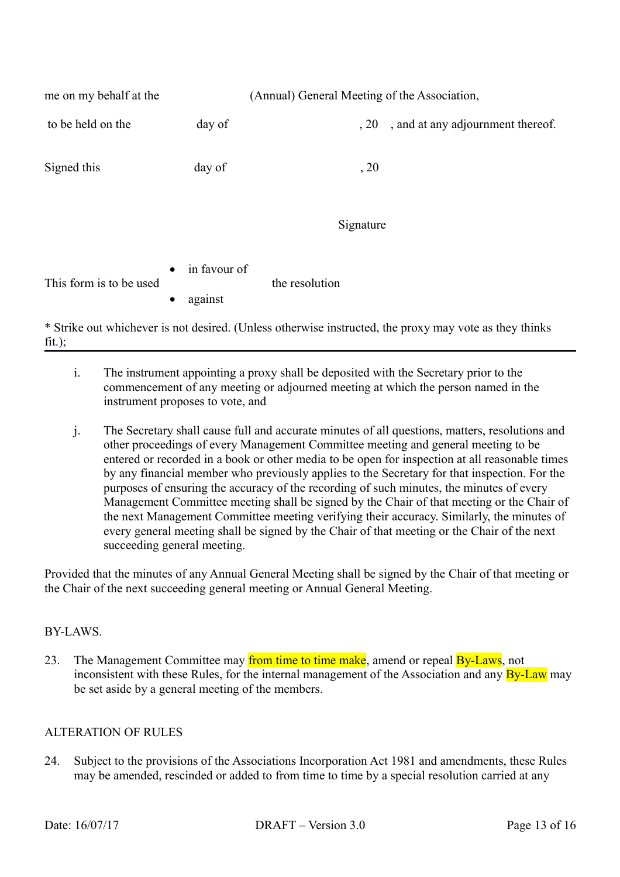me on my behalf at the (Annual) General Meeting of the Association,

to be held on the day of , 20 , and at any adjournment thereof.

Signed this day of , 20

Signature

This form is to be used

- in favour of
- against

the resolution

* Strike out whichever is not desired. (Unless otherwise instructed, the proxy may vote as they thinks fit.);

---

i. The instrument appointing a proxy shall be deposited with the Secretary prior to the commencement of any meeting or adjourned meeting at which the person named in the instrument proposes to vote, and

j. The Secretary shall cause full and accurate minutes of all questions, matters, resolutions and other proceedings of every Management Committee meeting and general meeting to be entered or recorded in a book or other media to be open for inspection at all reasonable times by any financial member who previously applies to the Secretary for that inspection. For the purposes of ensuring the accuracy of the recording of such minutes, the minutes of every Management Committee meeting shall be signed by the Chair of that meeting or the Chair of the next Management Committee meeting verifying their accuracy. Similarly, the minutes of every general meeting shall be signed by the Chair of that meeting or the Chair of the next succeeding general meeting.

Provided that the minutes of any Annual General Meeting shall be signed by the Chair of that meeting or the Chair of the next succeeding general meeting or Annual General Meeting.

BY-LAWS.

23. The Management Committee may from time to time make, amend or repeal By-Laws, not inconsistent with these Rules, for the internal management of the Association and any By-Law may be set aside by a general meeting of the members.

ALTERATION OF RULES

24. Subject to the provisions of the Associations Incorporation Act 1981 and amendments, these Rules may be amended, rescinded or added to from time to time by a special resolution carried at any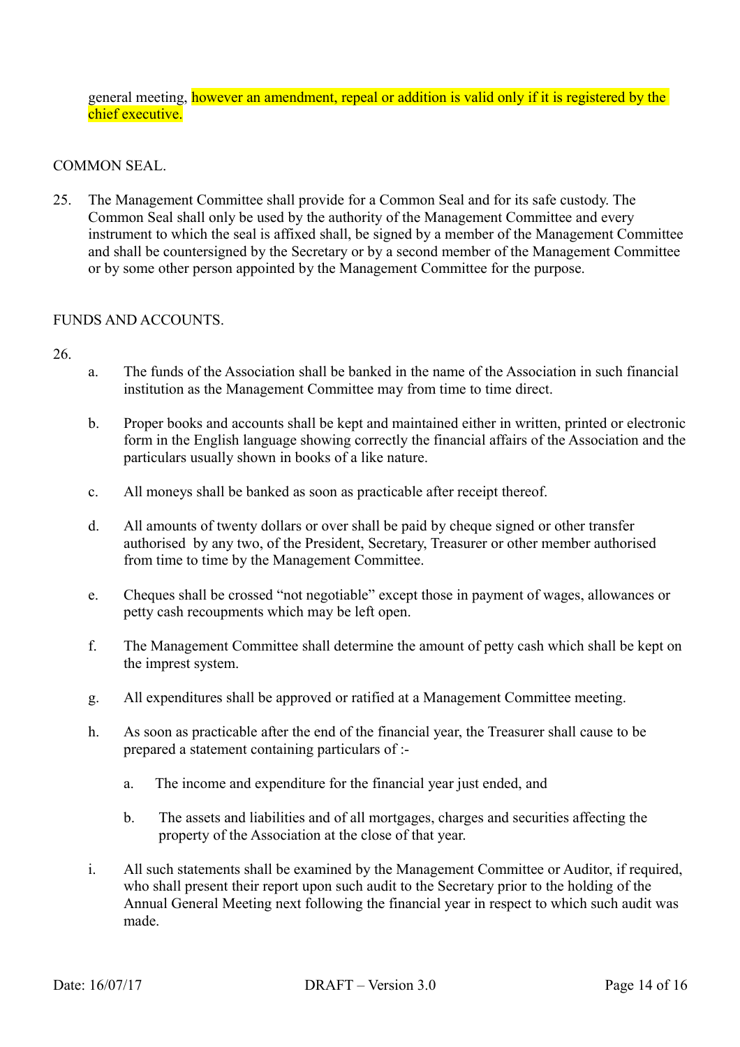general meeting, however an amendment, repeal or addition is valid only if it is registered by the chief executive.

COMMON SEAL.

25. The Management Committee shall provide for a Common Seal and for its safe custody. The Common Seal shall only be used by the authority of the Management Committee and every instrument to which the seal is affixed shall, be signed by a member of the Management Committee and shall be countersigned by the Secretary or by a second member of the Management Committee or by some other person appointed by the Management Committee for the purpose.

FUNDS AND ACCOUNTS.

26.

a. The funds of the Association shall be banked in the name of the Association in such financial institution as the Management Committee may from time to time direct.

b. Proper books and accounts shall be kept and maintained either in written, printed or electronic form in the English language showing correctly the financial affairs of the Association and the particulars usually shown in books of a like nature.

c. All moneys shall be banked as soon as practicable after receipt thereof.

d. All amounts of twenty dollars or over shall be paid by cheque signed or other transfer authorised by any two, of the President, Secretary, Treasurer or other member authorised from time to time by the Management Committee.

e. Cheques shall be crossed "not negotiable" except those in payment of wages, allowances or petty cash recoupments which may be left open.

f. The Management Committee shall determine the amount of petty cash which shall be kept on the imprest system.

g. All expenditures shall be approved or ratified at a Management Committee meeting.

h. As soon as practicable after the end of the financial year, the Treasurer shall cause to be prepared a statement containing particulars of :-

   a. The income and expenditure for the financial year just ended, and

   b. The assets and liabilities and of all mortgages, charges and securities affecting the property of the Association at the close of that year.

i. All such statements shall be examined by the Management Committee or Auditor, if required, who shall present their report upon such audit to the Secretary prior to the holding of the Annual General Meeting next following the financial year in respect to which such audit was made.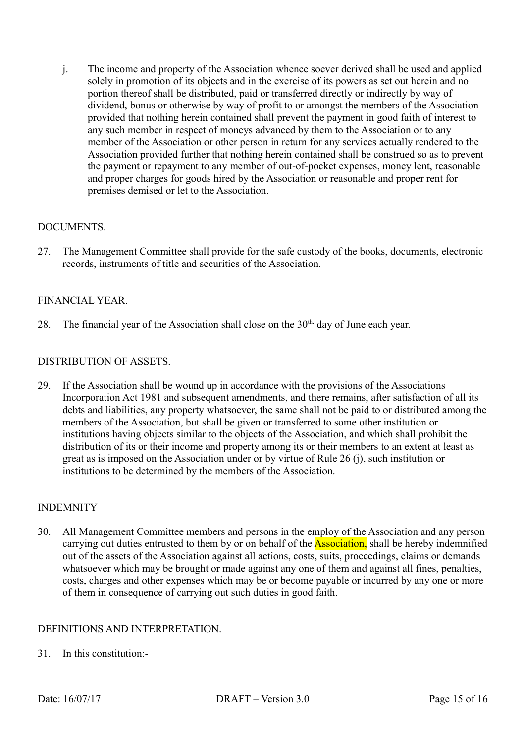j. The income and property of the Association whence soever derived shall be used and applied solely in promotion of its objects and in the exercise of its powers as set out herein and no portion thereof shall be distributed, paid or transferred directly or indirectly by way of dividend, bonus or otherwise by way of profit to or amongst the members of the Association provided that nothing herein contained shall prevent the payment in good faith of interest to any such member in respect of moneys advanced by them to the Association or to any member of the Association or other person in return for any services actually rendered to the Association provided further that nothing herein contained shall be construed so as to prevent the payment or repayment to any member of out-of-pocket expenses, money lent, reasonable and proper charges for goods hired by the Association or reasonable and proper rent for premises demised or let to the Association.

DOCUMENTS.

27. The Management Committee shall provide for the safe custody of the books, documents, electronic records, instruments of title and securities of the Association.

FINANCIAL YEAR.

28. The financial year of the Association shall close on the 30th day of June each year.

DISTRIBUTION OF ASSETS.

29. If the Association shall be wound up in accordance with the provisions of the Associations Incorporation Act 1981 and subsequent amendments, and there remains, after satisfaction of all its debts and liabilities, any property whatsoever, the same shall not be paid to or distributed among the members of the Association, but shall be given or transferred to some other institution or institutions having objects similar to the objects of the Association, and which shall prohibit the distribution of its or their income and property among its or their members to an extent at least as great as is imposed on the Association under or by virtue of Rule 26 (j), such institution or institutions to be determined by the members of the Association.

INDEMNITY

30. All Management Committee members and persons in the employ of the Association and any person carrying out duties entrusted to them by or on behalf of the Association, shall be hereby indemnified out of the assets of the Association against all actions, costs, suits, proceedings, claims or demands whatsoever which may be brought or made against any one of them and against all fines, penalties, costs, charges and other expenses which may be or become payable or incurred by any one or more of them in consequence of carrying out such duties in good faith.

DEFINITIONS AND INTERPRETATION.

31. In this constitution:-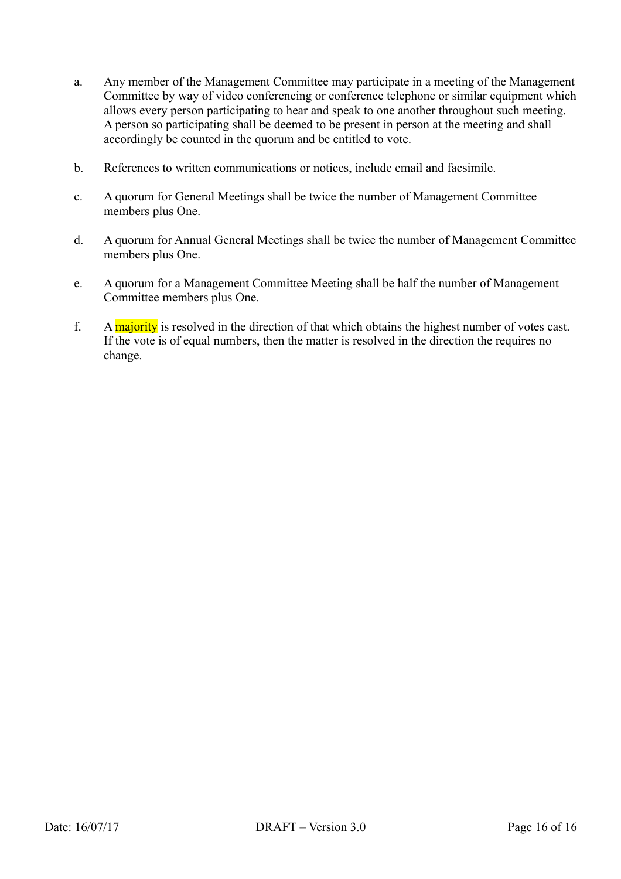a. Any member of the Management Committee may participate in a meeting of the Management Committee by way of video conferencing or conference telephone or similar equipment which allows every person participating to hear and speak to one another throughout such meeting. A person so participating shall be deemed to be present in person at the meeting and shall accordingly be counted in the quorum and be entitled to vote.

b. References to written communications or notices, include email and facsimile.

c. A quorum for General Meetings shall be twice the number of Management Committee members plus One.

d. A quorum for Annual General Meetings shall be twice the number of Management Committee members plus One.

e. A quorum for a Management Committee Meeting shall be half the number of Management Committee members plus One.

f. A majority is resolved in the direction of that which obtains the highest number of votes cast. If the vote is of equal numbers, then the matter is resolved in the direction the requires no change.